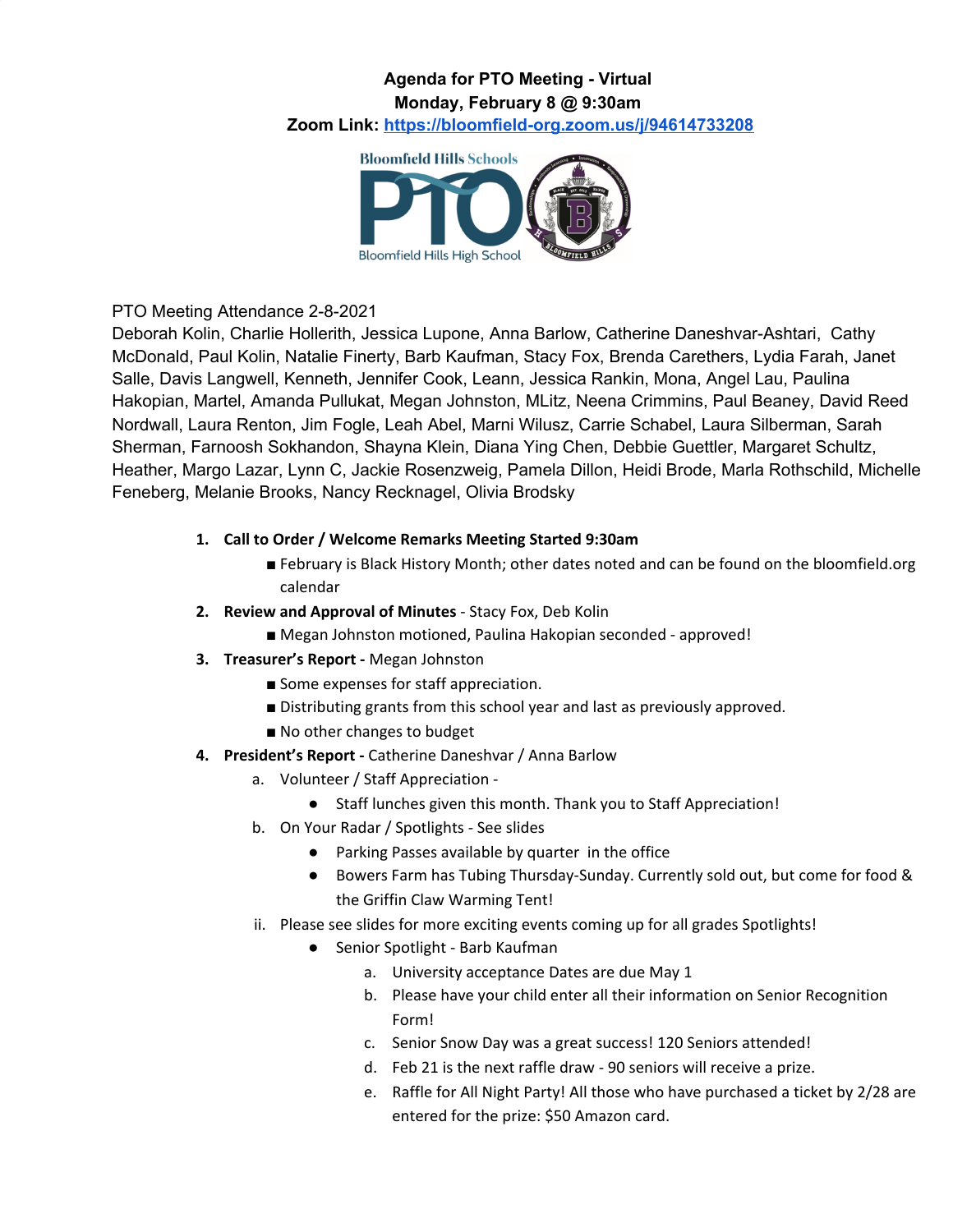**Agenda for PTO Meeting - Virtual**
**Monday, February 8 @ 9:30am**
**Zoom Link: [https://bloomfield-org.zoom.us/j/94614733208](https://bloomfield-org.zoom.us/j/94614733208)**

PTO Meeting Attendance 2-8-2021

Deborah Kolin, Charlie Hollerith, Jessica Lupone, Anna Barlow, Catherine Daneshvar-Ashtari, Cathy McDonald, Paul Kolin, Natalie Finerty, Barb Kaufman, Stacy Fox, Brenda Carethers, Lydia Farah, Janet Salle, Davis Langwell, Kenneth, Jennifer Cook, Leann, Jessica Rankin, Mona, Angel Lau, Paulina Hakopian, Martel, Amanda Pullukat, Megan Johnston, MLitz, Neena Crimmins, Paul Beaney, David Reed Nordwall, Laura Renton, Jim Fogle, Leah Abel, Marni Wilusz, Carrie Schabel, Laura Silberman, Sarah Sherman, Farnoosh Sokhandon, Shayna Klein, Diana Ying Chen, Debbie Guettler, Margaret Schultz, Heather, Margo Lazar, Lynn C, Jackie Rosenzweig, Pamela Dillon, Heidi Brode, Marla Rothschild, Michelle Feneberg, Melanie Brooks, Nancy Recknagel, Olivia Brodsky

1. **Call to Order / Welcome Remarks Meeting Started 9:30am**
   - February is Black History Month; other dates noted and can be found on the bloomfield.org calendar
2. **Review and Approval of Minutes** - Stacy Fox, Deb Kolin
   - Megan Johnston motioned, Paulina Hakopian seconded - approved!
3. **Treasurer's Report -** Megan Johnston
   - Some expenses for staff appreciation.
   - Distributing grants from this school year and last as previously approved.
   - No other changes to budget
4. **President's Report -** Catherine Daneshvar / Anna Barlow
   a. Volunteer / Staff Appreciation -
      - Staff lunches given this month. Thank you to Staff Appreciation!
   b. On Your Radar / Spotlights - See slides
      - Parking Passes available by quarter in the office
      - Bowers Farm has Tubing Thursday-Sunday. Currently sold out, but come for food & the Griffin Claw Warming Tent!
   ii. Please see slides for more exciting events coming up for all grades Spotlights!
      - Senior Spotlight - Barb Kaufman
         a. University acceptance Dates are due May 1
         b. Please have your child enter all their information on Senior Recognition Form!
         c. Senior Snow Day was a great success! 120 Seniors attended!
         d. Feb 21 is the next raffle draw - 90 seniors will receive a prize.
         e. Raffle for All Night Party! All those who have purchased a ticket by 2/28 are entered for the prize: $50 Amazon card.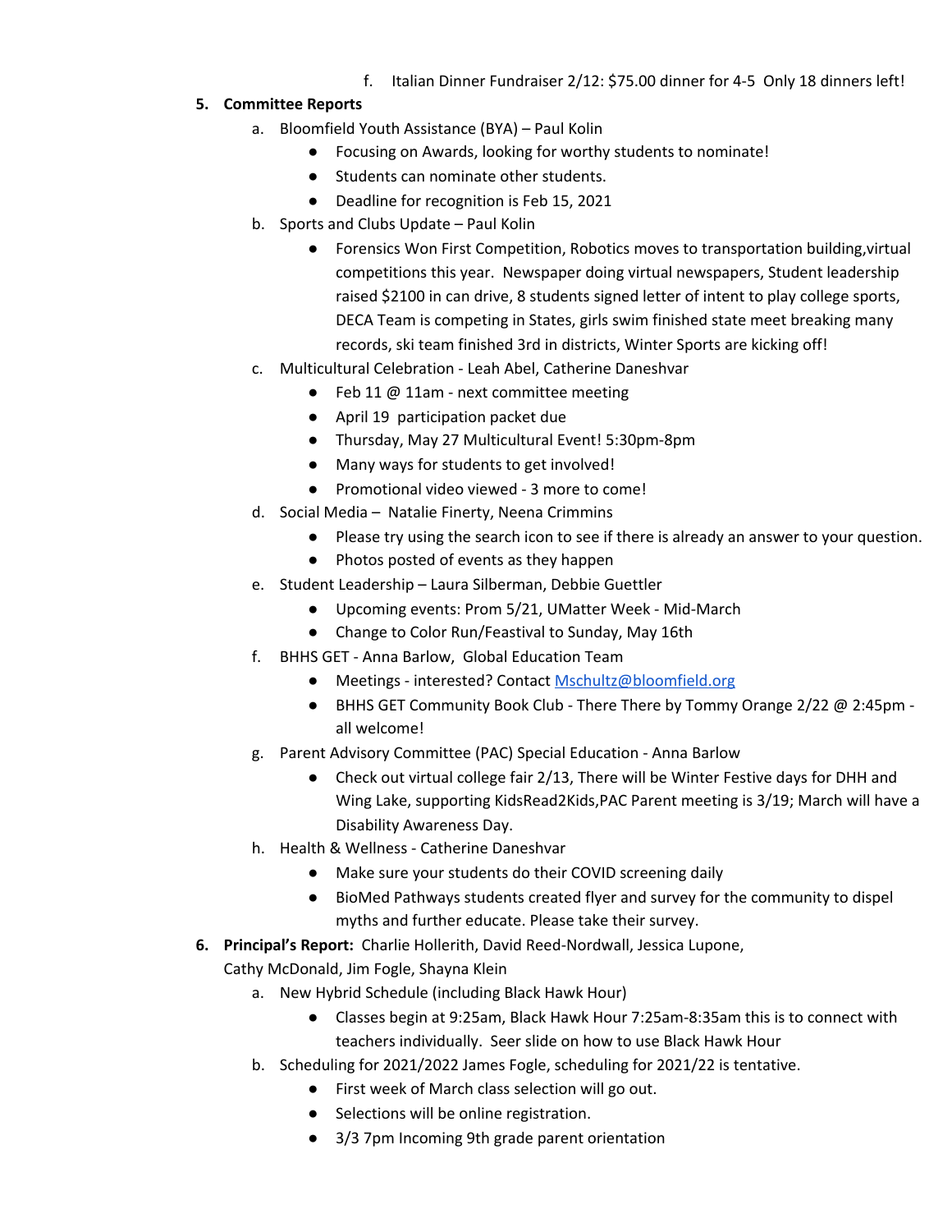f. Italian Dinner Fundraiser 2/12: $75.00 dinner for 4-5  Only 18 dinners left!

5. **Committee Reports**
   a. Bloomfield Youth Assistance (BYA) – Paul Kolin
      - Focusing on Awards, looking for worthy students to nominate!
      - Students can nominate other students.
      - Deadline for recognition is Feb 15, 2021
   b. Sports and Clubs Update – Paul Kolin
      - Forensics Won First Competition, Robotics moves to transportation building,virtual competitions this year.  Newspaper doing virtual newspapers, Student leadership raised $2100 in can drive, 8 students signed letter of intent to play college sports, DECA Team is competing in States, girls swim finished state meet breaking many records, ski team finished 3rd in districts, Winter Sports are kicking off!
   c. Multicultural Celebration - Leah Abel, Catherine Daneshvar
      - Feb 11 @ 11am - next committee meeting
      - April 19  participation packet due
      - Thursday, May 27 Multicultural Event! 5:30pm-8pm
      - Many ways for students to get involved!
      - Promotional video viewed - 3 more to come!
   d. Social Media –  Natalie Finerty, Neena Crimmins
      - Please try using the search icon to see if there is already an answer to your question.
      - Photos posted of events as they happen
   e. Student Leadership – Laura Silberman, Debbie Guettler
      - Upcoming events: Prom 5/21, UMatter Week - Mid-March
      - Change to Color Run/Feastival to Sunday, May 16th
   f. BHHS GET - Anna Barlow,  Global Education Team
      - Meetings - interested? Contact [Mschultz@bloomfield.org](mailto:Mschultz@bloomfield.org)
      - BHHS GET Community Book Club - There There by Tommy Orange 2/22 @ 2:45pm - all welcome!
   g. Parent Advisory Committee (PAC) Special Education - Anna Barlow
      - Check out virtual college fair 2/13, There will be Winter Festive days for DHH and Wing Lake, supporting KidsRead2Kids,PAC Parent meeting is 3/19; March will have a Disability Awareness Day.
   h. Health & Wellness - Catherine Daneshvar
      - Make sure your students do their COVID screening daily
      - BioMed Pathways students created flyer and survey for the community to dispel myths and further educate. Please take their survey.

6. **Principal's Report:** Charlie Hollerith, David Reed-Nordwall, Jessica Lupone, Cathy McDonald, Jim Fogle, Shayna Klein
   a. New Hybrid Schedule (including Black Hawk Hour)
      - Classes begin at 9:25am, Black Hawk Hour 7:25am-8:35am this is to connect with teachers individually.  Seer slide on how to use Black Hawk Hour
   b. Scheduling for 2021/2022 James Fogle, scheduling for 2021/22 is tentative.
      - First week of March class selection will go out.
      - Selections will be online registration.
      - 3/3 7pm Incoming 9th grade parent orientation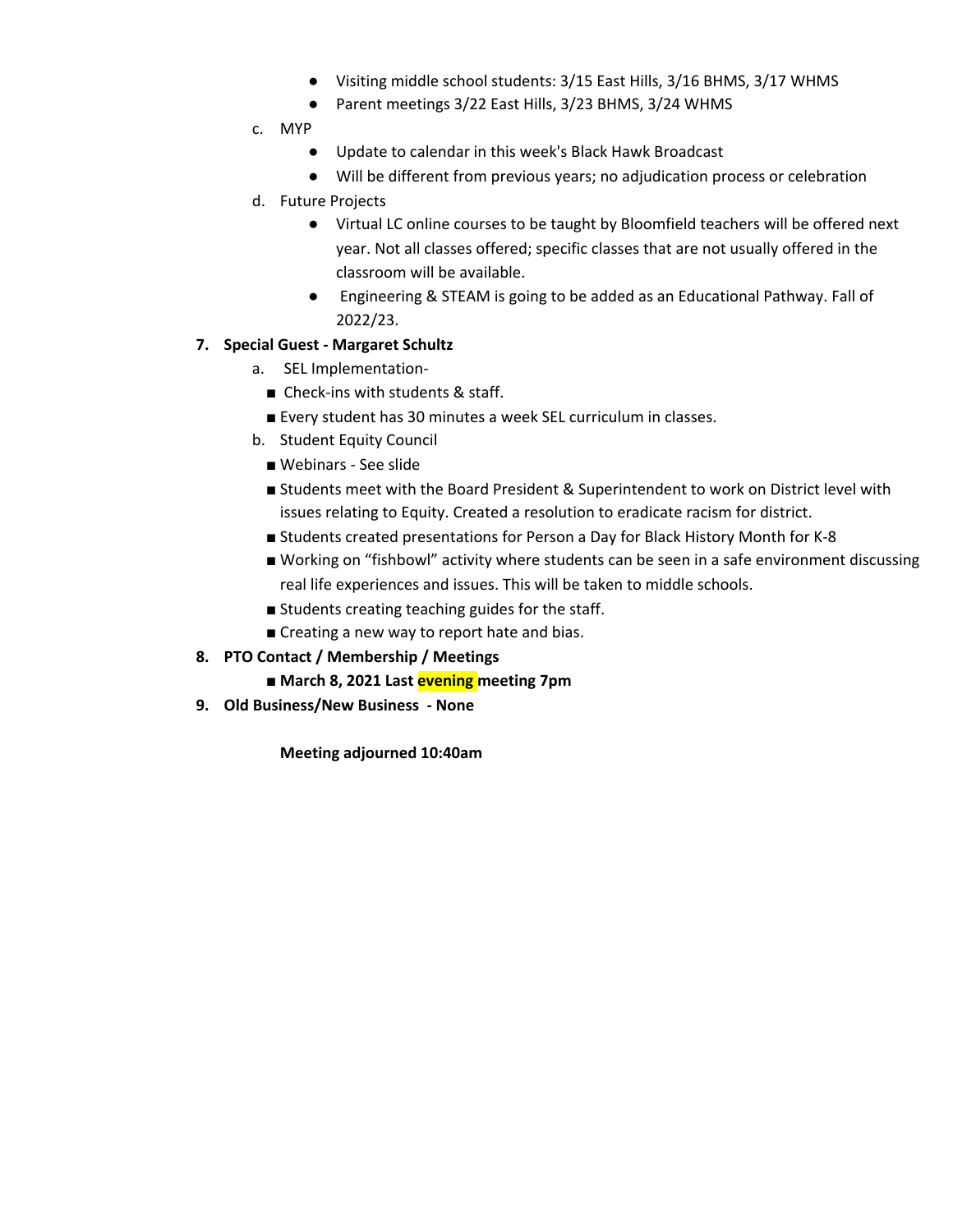- Visiting middle school students: 3/15 East Hills, 3/16 BHMS, 3/17 WHMS
- Parent meetings 3/22 East Hills, 3/23 BHMS, 3/24 WHMS

c. MYP

- Update to calendar in this week's Black Hawk Broadcast
- Will be different from previous years; no adjudication process or celebration

d. Future Projects

- Virtual LC online courses to be taught by Bloomfield teachers will be offered next year. Not all classes offered; specific classes that are not usually offered in the classroom will be available.
- Engineering & STEAM is going to be added as an Educational Pathway. Fall of 2022/23.

**7. Special Guest - Margaret Schultz**

a. SEL Implementation-

- Check-ins with students & staff.
- Every student has 30 minutes a week SEL curriculum in classes.

b. Student Equity Council

- Webinars - See slide
- Students meet with the Board President & Superintendent to work on District level with issues relating to Equity. Created a resolution to eradicate racism for district.
- Students created presentations for Person a Day for Black History Month for K-8
- Working on "fishbowl" activity where students can be seen in a safe environment discussing real life experiences and issues. This will be taken to middle schools.
- Students creating teaching guides for the staff.
- Creating a new way to report hate and bias.

**8. PTO Contact / Membership / Meetings**

- **March 8, 2021 Last evening meeting 7pm**

**9. Old Business/New Business - None**

**Meeting adjourned 10:40am**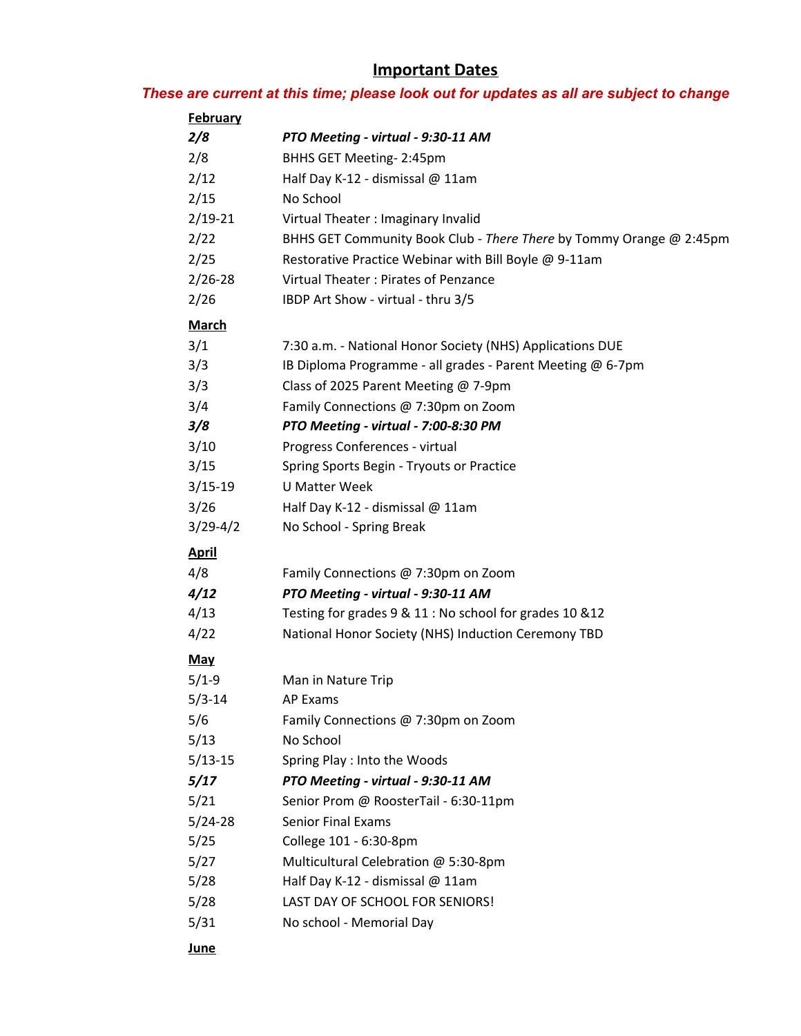# Important Dates

***These are current at this time; please look out for updates as all are subject to change***

**February**

| | |
|---|---|
| ***2/8*** | ***PTO Meeting - virtual - 9:30-11 AM*** |
| 2/8 | BHHS GET Meeting- 2:45pm |
| 2/12 | Half Day K-12 - dismissal @ 11am |
| 2/15 | No School |
| 2/19-21 | Virtual Theater : Imaginary Invalid |
| 2/22 | BHHS GET Community Book Club - *There There* by Tommy Orange @ 2:45pm |
| 2/25 | Restorative Practice Webinar with Bill Boyle @ 9-11am |
| 2/26-28 | Virtual Theater : Pirates of Penzance |
| 2/26 | IBDP Art Show - virtual - thru 3/5 |

**March**

| | |
|---|---|
| 3/1 | 7:30 a.m. - National Honor Society (NHS) Applications DUE |
| 3/3 | IB Diploma Programme - all grades - Parent Meeting @ 6-7pm |
| 3/3 | Class of 2025 Parent Meeting @ 7-9pm |
| 3/4 | Family Connections @ 7:30pm on Zoom |
| ***3/8*** | ***PTO Meeting - virtual - 7:00-8:30 PM*** |
| 3/10 | Progress Conferences - virtual |
| 3/15 | Spring Sports Begin - Tryouts or Practice |
| 3/15-19 | U Matter Week |
| 3/26 | Half Day K-12 - dismissal @ 11am |
| 3/29-4/2 | No School - Spring Break |

**April**

| | |
|---|---|
| 4/8 | Family Connections @ 7:30pm on Zoom |
| ***4/12*** | ***PTO Meeting - virtual - 9:30-11 AM*** |
| 4/13 | Testing for grades 9 & 11 : No school for grades 10 &12 |
| 4/22 | National Honor Society (NHS) Induction Ceremony TBD |

**May**

| | |
|---|---|
| 5/1-9 | Man in Nature Trip |
| 5/3-14 | AP Exams |
| 5/6 | Family Connections @ 7:30pm on Zoom |
| 5/13 | No School |
| 5/13-15 | Spring Play : Into the Woods |
| ***5/17*** | ***PTO Meeting - virtual - 9:30-11 AM*** |
| 5/21 | Senior Prom @ RoosterTail - 6:30-11pm |
| 5/24-28 | Senior Final Exams |
| 5/25 | College 101 - 6:30-8pm |
| 5/27 | Multicultural Celebration @ 5:30-8pm |
| 5/28 | Half Day K-12 - dismissal @ 11am |
| 5/28 | LAST DAY OF SCHOOL FOR SENIORS! |
| 5/31 | No school - Memorial Day |

**June**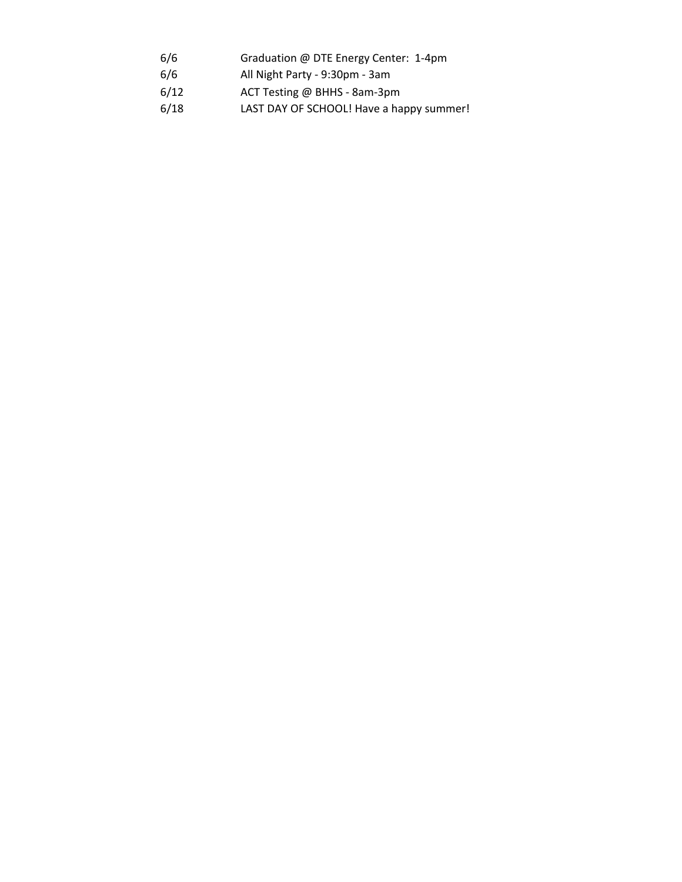| | |
|---|---|
| 6/6 | Graduation @ DTE Energy Center: 1-4pm |
| 6/6 | All Night Party - 9:30pm - 3am |
| 6/12 | ACT Testing @ BHHS - 8am-3pm |
| 6/18 | LAST DAY OF SCHOOL! Have a happy summer! |